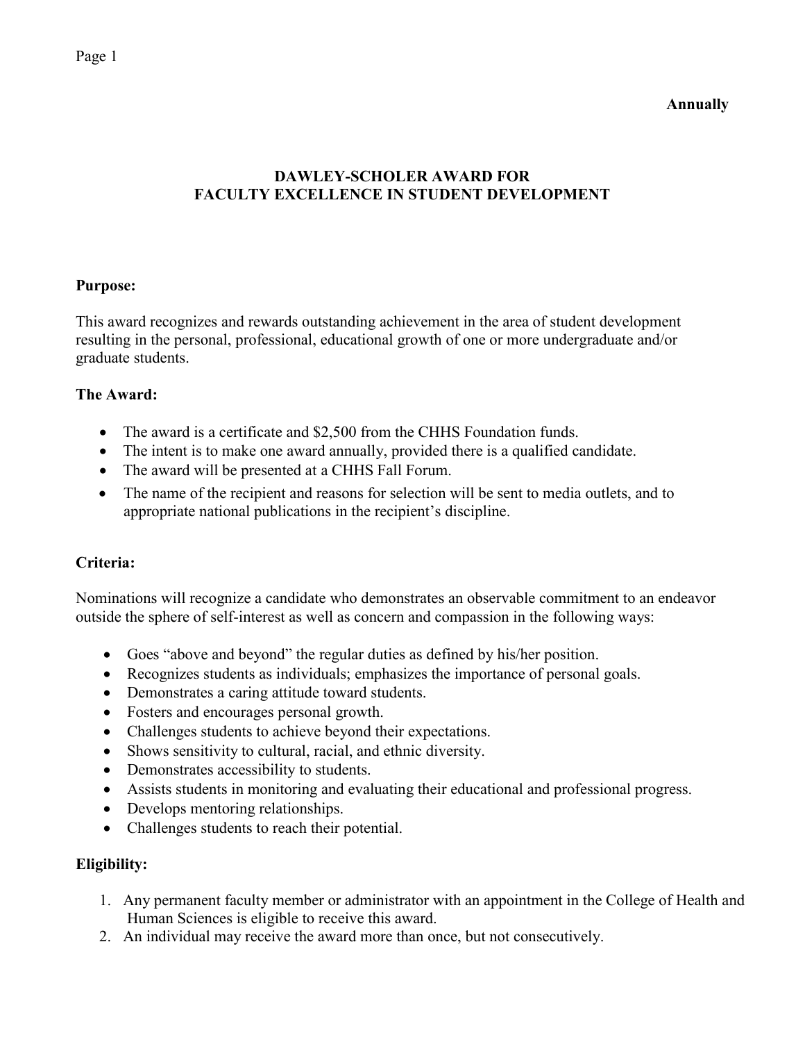**Annually**

# DAWLEY-SCHOLER AWARD FOR FACULTY EXCELLENCE IN STUDENT DEVELOPMENT

**Purpose:**

This award recognizes and rewards outstanding achievement in the area of student development resulting in the personal, professional, educational growth of one or more undergraduate and/or graduate students.

**The Award:**

- The award is a certificate and $2,500 from the CHHS Foundation funds.
- The intent is to make one award annually, provided there is a qualified candidate.
- The award will be presented at a CHHS Fall Forum.
- The name of the recipient and reasons for selection will be sent to media outlets, and to appropriate national publications in the recipient's discipline.

**Criteria:**

Nominations will recognize a candidate who demonstrates an observable commitment to an endeavor outside the sphere of self-interest as well as concern and compassion in the following ways:

- Goes "above and beyond" the regular duties as defined by his/her position.
- Recognizes students as individuals; emphasizes the importance of personal goals.
- Demonstrates a caring attitude toward students.
- Fosters and encourages personal growth.
- Challenges students to achieve beyond their expectations.
- Shows sensitivity to cultural, racial, and ethnic diversity.
- Demonstrates accessibility to students.
- Assists students in monitoring and evaluating their educational and professional progress.
- Develops mentoring relationships.
- Challenges students to reach their potential.

**Eligibility:**

1. Any permanent faculty member or administrator with an appointment in the College of Health and Human Sciences is eligible to receive this award.
2. An individual may receive the award more than once, but not consecutively.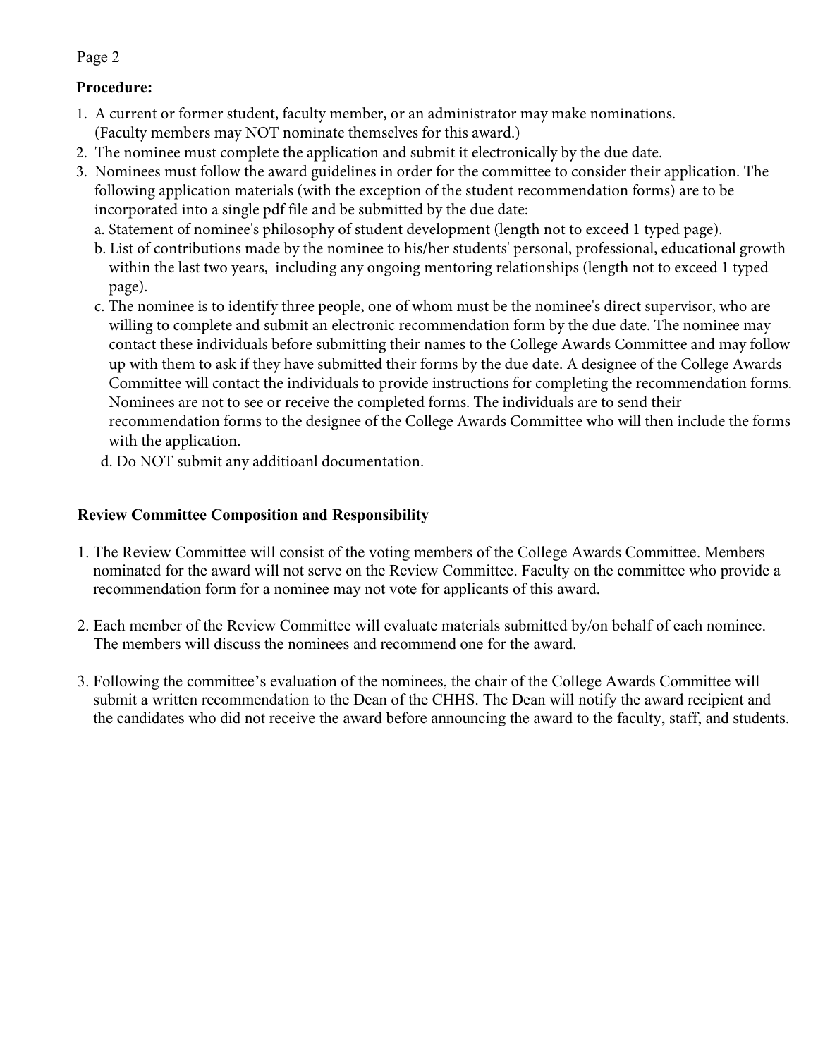**Procedure:**

1. A current or former student, faculty member, or an administrator may make nominations. (Faculty members may NOT nominate themselves for this award.)
2. The nominee must complete the application and submit it electronically by the due date.
3. Nominees must follow the award guidelines in order for the committee to consider their application. The following application materials (with the exception of the student recommendation forms) are to be incorporated into a single pdf file and be submitted by the due date:
   a. Statement of nominee's philosophy of student development (length not to exceed 1 typed page).
   b. List of contributions made by the nominee to his/her students' personal, professional, educational growth within the last two years, including any ongoing mentoring relationships (length not to exceed 1 typed page).
   c. The nominee is to identify three people, one of whom must be the nominee's direct supervisor, who are willing to complete and submit an electronic recommendation form by the due date. The nominee may contact these individuals before submitting their names to the College Awards Committee and may follow up with them to ask if they have submitted their forms by the due date. A designee of the College Awards Committee will contact the individuals to provide instructions for completing the recommendation forms. Nominees are not to see or receive the completed forms. The individuals are to send their recommendation forms to the designee of the College Awards Committee who will then include the forms with the application.
   d. Do NOT submit any additioanl documentation.

**Review Committee Composition and Responsibility**

1. The Review Committee will consist of the voting members of the College Awards Committee. Members nominated for the award will not serve on the Review Committee. Faculty on the committee who provide a recommendation form for a nominee may not vote for applicants of this award.

2. Each member of the Review Committee will evaluate materials submitted by/on behalf of each nominee. The members will discuss the nominees and recommend one for the award.

3. Following the committee's evaluation of the nominees, the chair of the College Awards Committee will submit a written recommendation to the Dean of the CHHS. The Dean will notify the award recipient and the candidates who did not receive the award before announcing the award to the faculty, staff, and students.